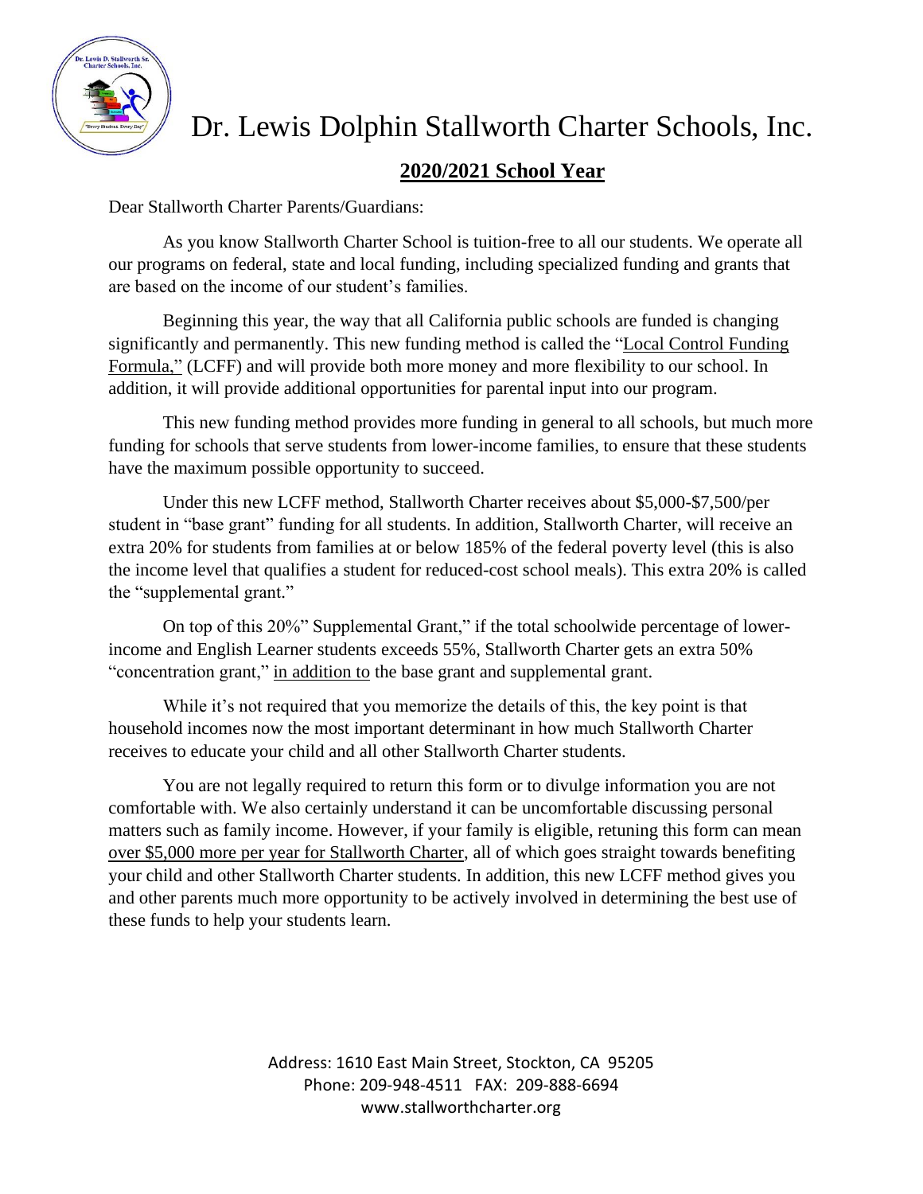# Dr. Lewis Dolphin Stallworth Charter Schools, Inc.

## 2020/2021 School Year

Dear Stallworth Charter Parents/Guardians:

As you know Stallworth Charter School is tuition-free to all our students. We operate all our programs on federal, state and local funding, including specialized funding and grants that are based on the income of our student's families.

Beginning this year, the way that all California public schools are funded is changing significantly and permanently. This new funding method is called the "Local Control Funding Formula," (LCFF) and will provide both more money and more flexibility to our school. In addition, it will provide additional opportunities for parental input into our program.

This new funding method provides more funding in general to all schools, but much more funding for schools that serve students from lower-income families, to ensure that these students have the maximum possible opportunity to succeed.

Under this new LCFF method, Stallworth Charter receives about $5,000-$7,500/per student in "base grant" funding for all students. In addition, Stallworth Charter, will receive an extra 20% for students from families at or below 185% of the federal poverty level (this is also the income level that qualifies a student for reduced-cost school meals). This extra 20% is called the "supplemental grant."

On top of this 20%" Supplemental Grant," if the total schoolwide percentage of lower-income and English Learner students exceeds 55%, Stallworth Charter gets an extra 50% "concentration grant," in addition to the base grant and supplemental grant.

While it's not required that you memorize the details of this, the key point is that household incomes now the most important determinant in how much Stallworth Charter receives to educate your child and all other Stallworth Charter students.

You are not legally required to return this form or to divulge information you are not comfortable with. We also certainly understand it can be uncomfortable discussing personal matters such as family income. However, if your family is eligible, retuning this form can mean over $5,000 more per year for Stallworth Charter, all of which goes straight towards benefiting your child and other Stallworth Charter students. In addition, this new LCFF method gives you and other parents much more opportunity to be actively involved in determining the best use of these funds to help your students learn.

Address: 1610 East Main Street, Stockton, CA 95205
Phone: 209-948-4511 FAX: 209-888-6694
www.stallworthcharter.org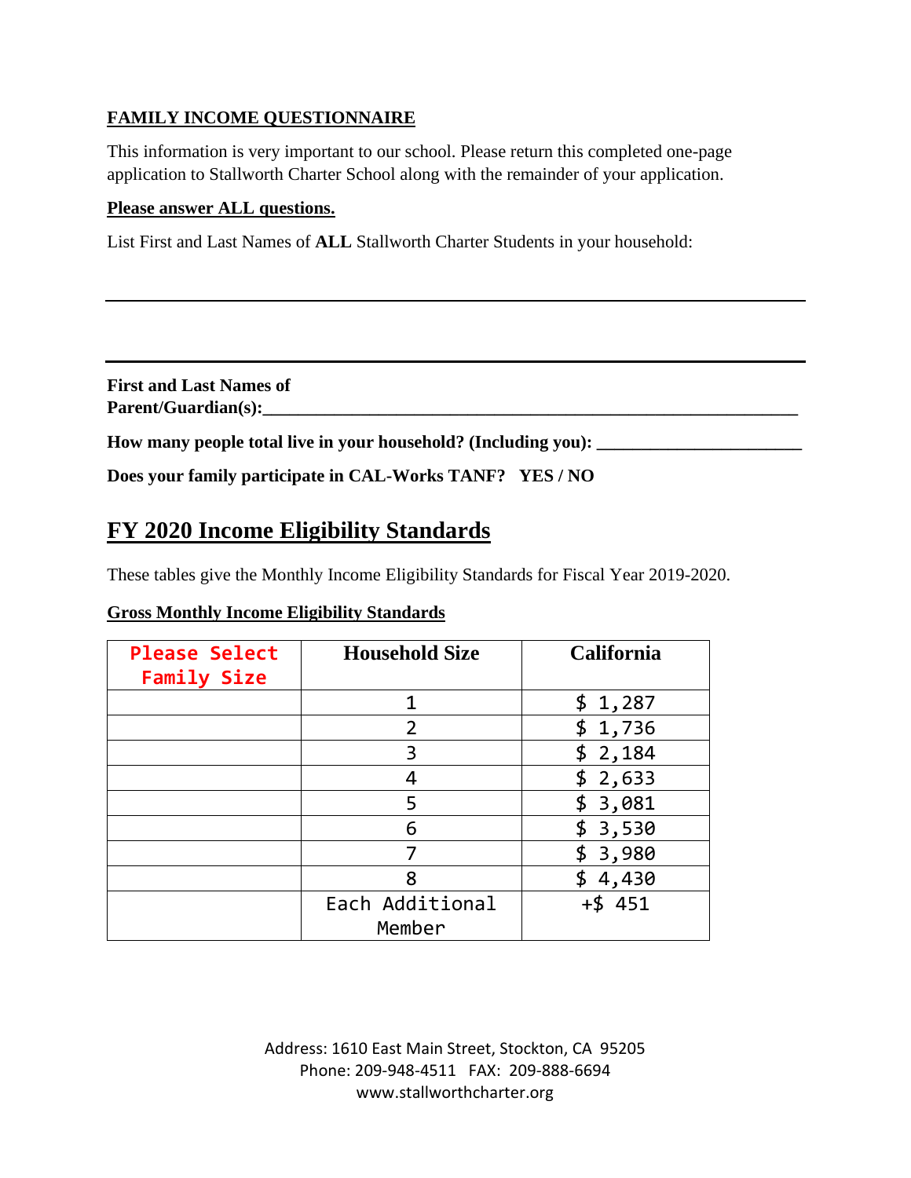**FAMILY INCOME QUESTIONNAIRE**

This information is very important to our school. Please return this completed one-page application to Stallworth Charter School along with the remainder of your application.

**Please answer ALL questions.**

List First and Last Names of **ALL** Stallworth Charter Students in your household:

______________________________________________________________________

______________________________________________________________________

**First and Last Names of Parent/Guardian(s):**______________________________________________

**How many people total live in your household? (Including you):** ____________________

**Does your family participate in CAL-Works TANF? YES / NO**

## FY 2020 Income Eligibility Standards

These tables give the Monthly Income Eligibility Standards for Fiscal Year 2019-2020.

**Gross Monthly Income Eligibility Standards**

| Please Select Family Size | Household Size | California |
|---|---|---|
| | 1 | $ 1,287 |
| | 2 | $ 1,736 |
| | 3 | $ 2,184 |
| | 4 | $ 2,633 |
| | 5 | $ 3,081 |
| | 6 | $ 3,530 |
| | 7 | $ 3,980 |
| | 8 | $ 4,430 |
| | Each Additional Member | +$ 451 |

Address: 1610 East Main Street, Stockton, CA 95205
Phone: 209-948-4511 FAX: 209-888-6694
www.stallworthcharter.org